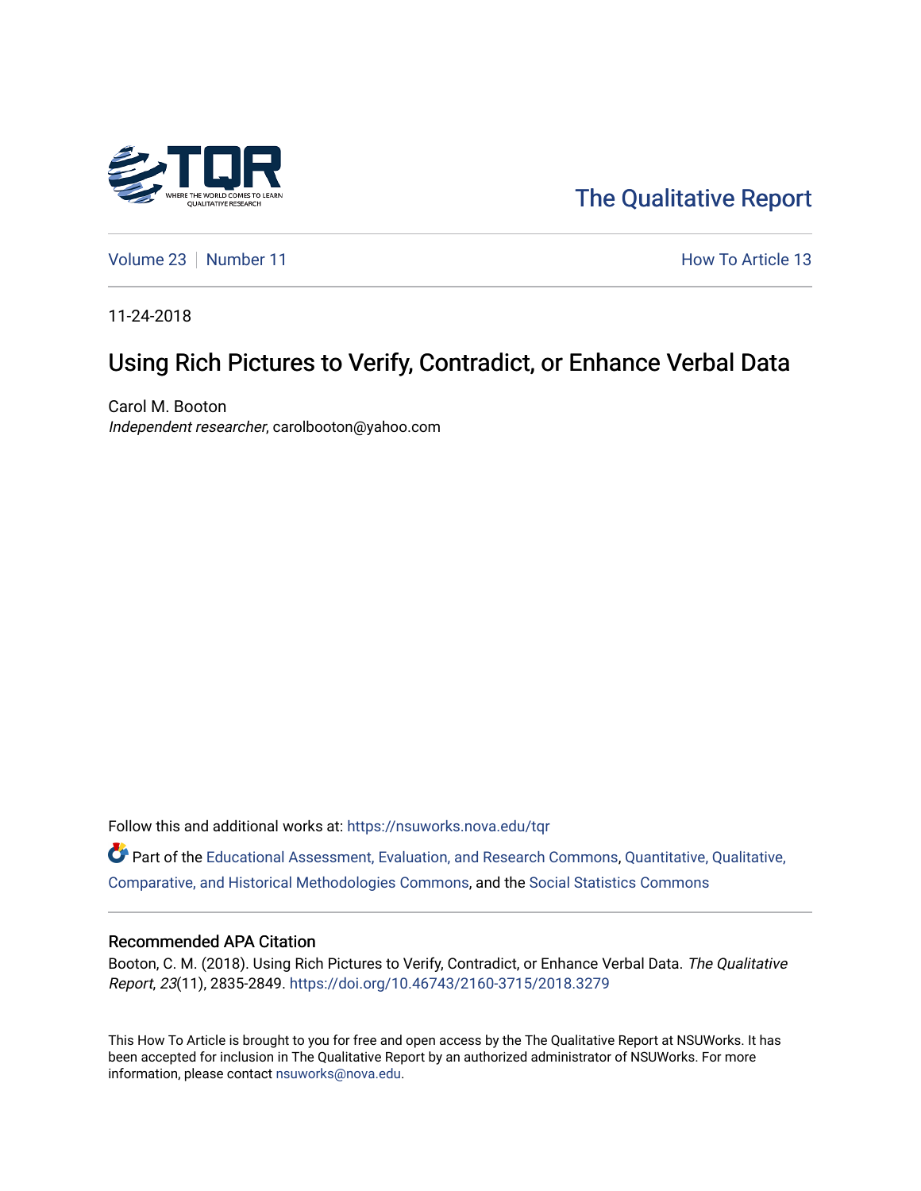The Qualitative Report

Volume 23 | Number 11 | How To Article 13

11-24-2018

# Using Rich Pictures to Verify, Contradict, or Enhance Verbal Data

Carol M. Booton
*Independent researcher*, carolbooton@yahoo.com

Follow this and additional works at: https://nsuworks.nova.edu/tqr

Part of the Educational Assessment, Evaluation, and Research Commons, Quantitative, Qualitative, Comparative, and Historical Methodologies Commons, and the Social Statistics Commons

## Recommended APA Citation

Booton, C. M. (2018). Using Rich Pictures to Verify, Contradict, or Enhance Verbal Data. *The Qualitative Report*, *23*(11), 2835-2849. https://doi.org/10.46743/2160-3715/2018.3279

This How To Article is brought to you for free and open access by the The Qualitative Report at NSUWorks. It has been accepted for inclusion in The Qualitative Report by an authorized administrator of NSUWorks. For more information, please contact nsuworks@nova.edu.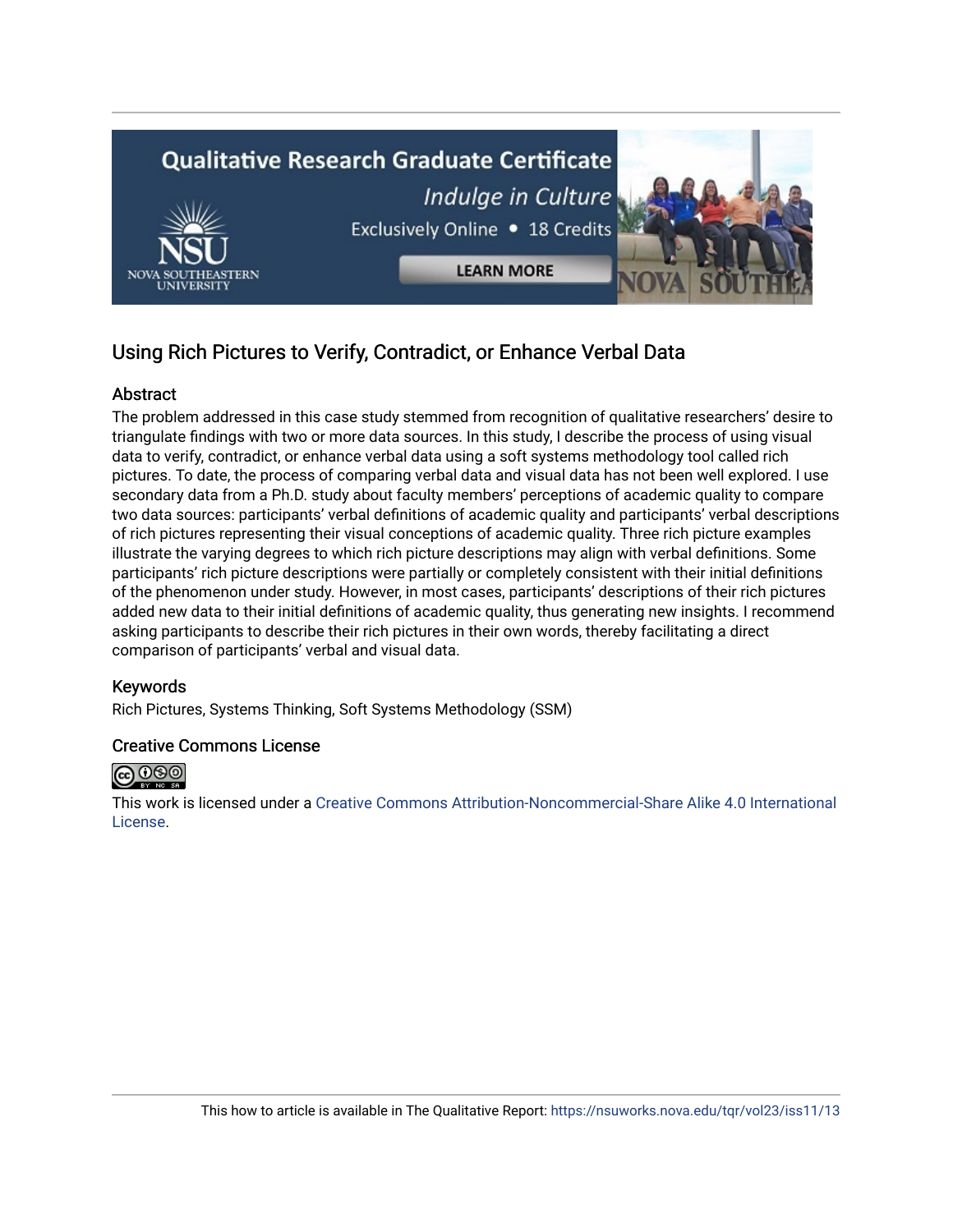## Using Rich Pictures to Verify, Contradict, or Enhance Verbal Data

### Abstract

The problem addressed in this case study stemmed from recognition of qualitative researchers' desire to triangulate findings with two or more data sources. In this study, I describe the process of using visual data to verify, contradict, or enhance verbal data using a soft systems methodology tool called rich pictures. To date, the process of comparing verbal data and visual data has not been well explored. I use secondary data from a Ph.D. study about faculty members' perceptions of academic quality to compare two data sources: participants' verbal definitions of academic quality and participants' verbal descriptions of rich pictures representing their visual conceptions of academic quality. Three rich picture examples illustrate the varying degrees to which rich picture descriptions may align with verbal definitions. Some participants' rich picture descriptions were partially or completely consistent with their initial definitions of the phenomenon under study. However, in most cases, participants' descriptions of their rich pictures added new data to their initial definitions of academic quality, thus generating new insights. I recommend asking participants to describe their rich pictures in their own words, thereby facilitating a direct comparison of participants' verbal and visual data.

### Keywords

Rich Pictures, Systems Thinking, Soft Systems Methodology (SSM)

### Creative Commons License

This work is licensed under a Creative Commons Attribution-Noncommercial-Share Alike 4.0 International License.

This how to article is available in The Qualitative Report: https://nsuworks.nova.edu/tqr/vol23/iss11/13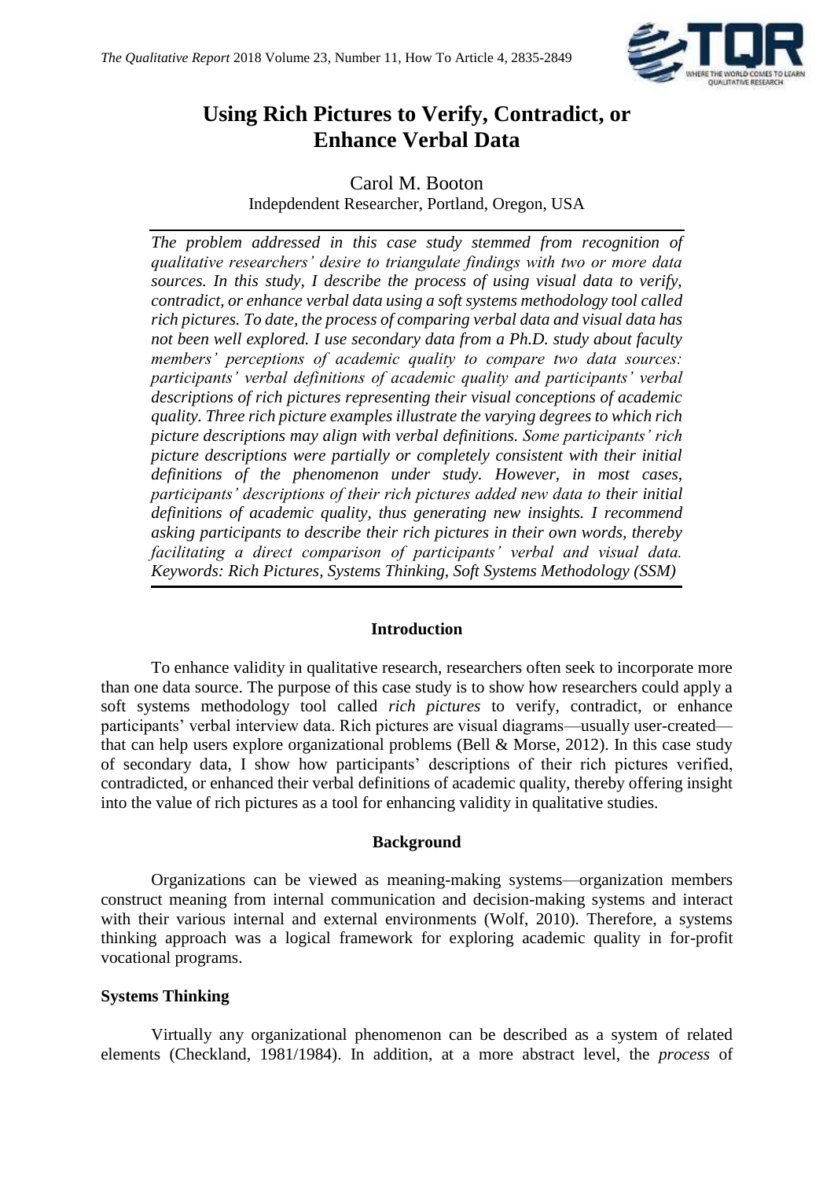# Using Rich Pictures to Verify, Contradict, or Enhance Verbal Data

Carol M. Booton

Indepdendent Researcher, Portland, Oregon, USA

*The problem addressed in this case study stemmed from recognition of qualitative researchers' desire to triangulate findings with two or more data sources. In this study, I describe the process of using visual data to verify, contradict, or enhance verbal data using a soft systems methodology tool called rich pictures. To date, the process of comparing verbal data and visual data has not been well explored. I use secondary data from a Ph.D. study about faculty members' perceptions of academic quality to compare two data sources: participants' verbal definitions of academic quality and participants' verbal descriptions of rich pictures representing their visual conceptions of academic quality. Three rich picture examples illustrate the varying degrees to which rich picture descriptions may align with verbal definitions. Some participants' rich picture descriptions were partially or completely consistent with their initial definitions of the phenomenon under study. However, in most cases, participants' descriptions of their rich pictures added new data to their initial definitions of academic quality, thus generating new insights. I recommend asking participants to describe their rich pictures in their own words, thereby facilitating a direct comparison of participants' verbal and visual data. Keywords: Rich Pictures, Systems Thinking, Soft Systems Methodology (SSM)*

## Introduction

To enhance validity in qualitative research, researchers often seek to incorporate more than one data source. The purpose of this case study is to show how researchers could apply a soft systems methodology tool called *rich pictures* to verify, contradict, or enhance participants' verbal interview data. Rich pictures are visual diagrams—usually user-created—that can help users explore organizational problems (Bell & Morse, 2012). In this case study of secondary data, I show how participants' descriptions of their rich pictures verified, contradicted, or enhanced their verbal definitions of academic quality, thereby offering insight into the value of rich pictures as a tool for enhancing validity in qualitative studies.

## Background

Organizations can be viewed as meaning-making systems—organization members construct meaning from internal communication and decision-making systems and interact with their various internal and external environments (Wolf, 2010). Therefore, a systems thinking approach was a logical framework for exploring academic quality in for-profit vocational programs.

### Systems Thinking

Virtually any organizational phenomenon can be described as a system of related elements (Checkland, 1981/1984). In addition, at a more abstract level, the *process* of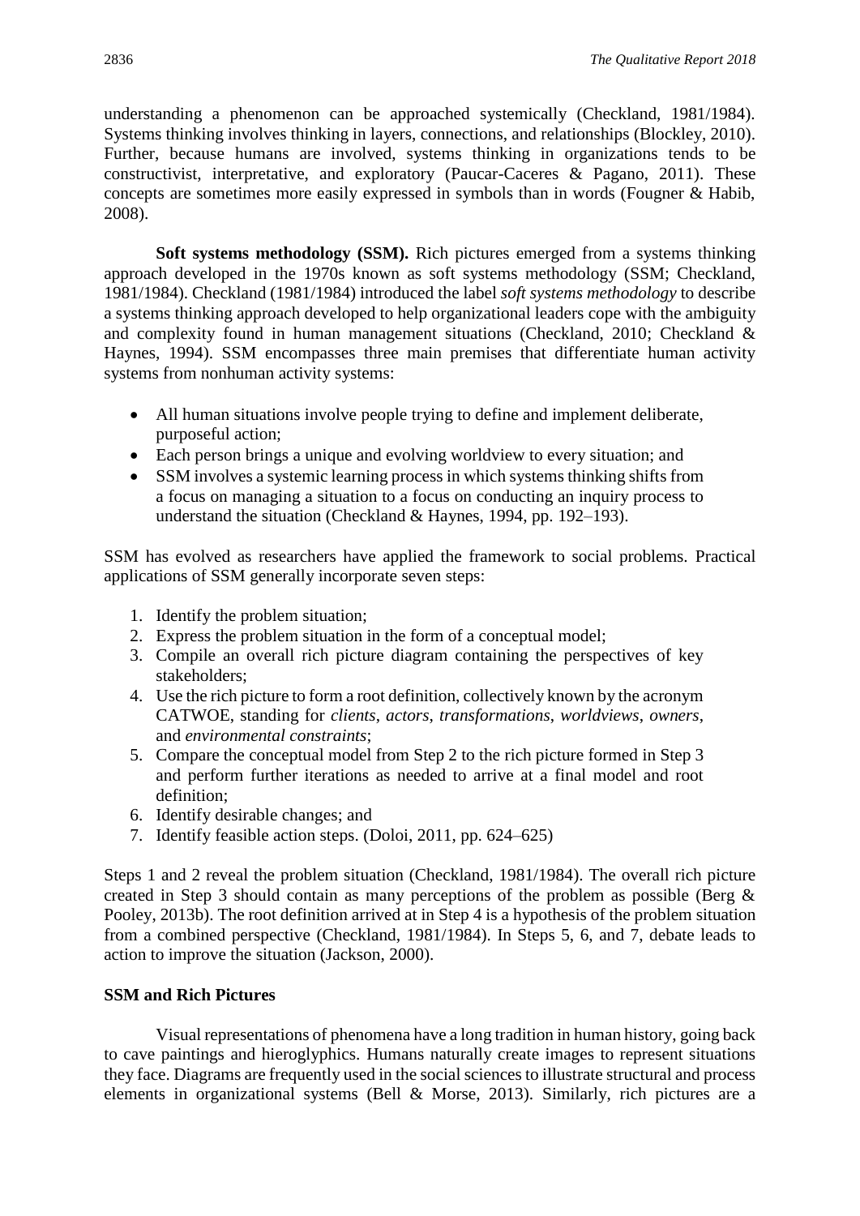understanding a phenomenon can be approached systemically (Checkland, 1981/1984). Systems thinking involves thinking in layers, connections, and relationships (Blockley, 2010). Further, because humans are involved, systems thinking in organizations tends to be constructivist, interpretative, and exploratory (Paucar-Caceres & Pagano, 2011). These concepts are sometimes more easily expressed in symbols than in words (Fougner & Habib, 2008).

**Soft systems methodology (SSM).** Rich pictures emerged from a systems thinking approach developed in the 1970s known as soft systems methodology (SSM; Checkland, 1981/1984). Checkland (1981/1984) introduced the label *soft systems methodology* to describe a systems thinking approach developed to help organizational leaders cope with the ambiguity and complexity found in human management situations (Checkland, 2010; Checkland & Haynes, 1994). SSM encompasses three main premises that differentiate human activity systems from nonhuman activity systems:

- All human situations involve people trying to define and implement deliberate, purposeful action;
- Each person brings a unique and evolving worldview to every situation; and
- SSM involves a systemic learning process in which systems thinking shifts from a focus on managing a situation to a focus on conducting an inquiry process to understand the situation (Checkland & Haynes, 1994, pp. 192–193).

SSM has evolved as researchers have applied the framework to social problems. Practical applications of SSM generally incorporate seven steps:

1. Identify the problem situation;
2. Express the problem situation in the form of a conceptual model;
3. Compile an overall rich picture diagram containing the perspectives of key stakeholders;
4. Use the rich picture to form a root definition, collectively known by the acronym CATWOE, standing for *clients*, *actors*, *transformations*, *worldviews*, *owners*, and *environmental constraints*;
5. Compare the conceptual model from Step 2 to the rich picture formed in Step 3 and perform further iterations as needed to arrive at a final model and root definition;
6. Identify desirable changes; and
7. Identify feasible action steps. (Doloi, 2011, pp. 624–625)

Steps 1 and 2 reveal the problem situation (Checkland, 1981/1984). The overall rich picture created in Step 3 should contain as many perceptions of the problem as possible (Berg & Pooley, 2013b). The root definition arrived at in Step 4 is a hypothesis of the problem situation from a combined perspective (Checkland, 1981/1984). In Steps 5, 6, and 7, debate leads to action to improve the situation (Jackson, 2000).

## SSM and Rich Pictures

Visual representations of phenomena have a long tradition in human history, going back to cave paintings and hieroglyphics. Humans naturally create images to represent situations they face. Diagrams are frequently used in the social sciences to illustrate structural and process elements in organizational systems (Bell & Morse, 2013). Similarly, rich pictures are a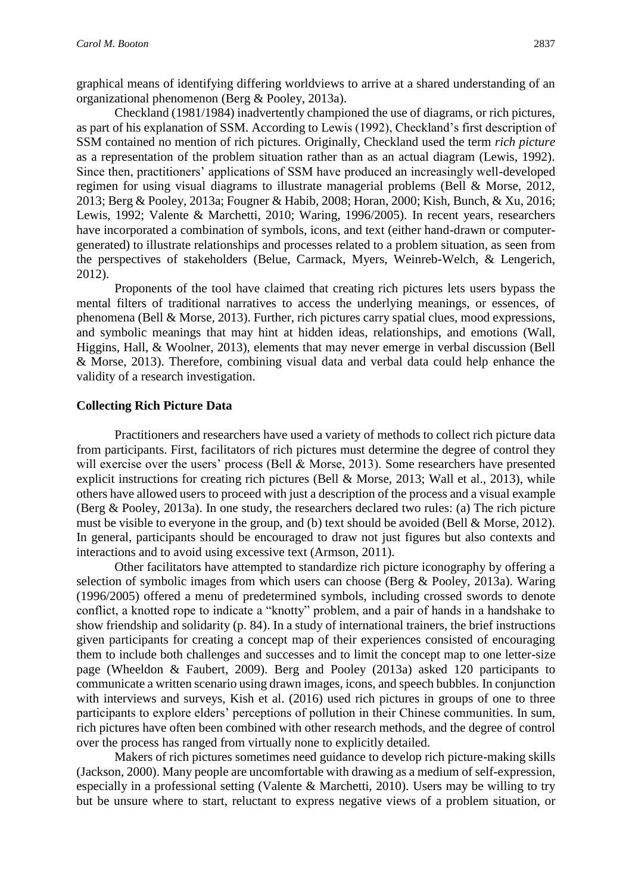graphical means of identifying differing worldviews to arrive at a shared understanding of an organizational phenomenon (Berg & Pooley, 2013a).

Checkland (1981/1984) inadvertently championed the use of diagrams, or rich pictures, as part of his explanation of SSM. According to Lewis (1992), Checkland's first description of SSM contained no mention of rich pictures. Originally, Checkland used the term *rich picture* as a representation of the problem situation rather than as an actual diagram (Lewis, 1992). Since then, practitioners' applications of SSM have produced an increasingly well-developed regimen for using visual diagrams to illustrate managerial problems (Bell & Morse, 2012, 2013; Berg & Pooley, 2013a; Fougner & Habib, 2008; Horan, 2000; Kish, Bunch, & Xu, 2016; Lewis, 1992; Valente & Marchetti, 2010; Waring, 1996/2005). In recent years, researchers have incorporated a combination of symbols, icons, and text (either hand-drawn or computer-generated) to illustrate relationships and processes related to a problem situation, as seen from the perspectives of stakeholders (Belue, Carmack, Myers, Weinreb-Welch, & Lengerich, 2012).

Proponents of the tool have claimed that creating rich pictures lets users bypass the mental filters of traditional narratives to access the underlying meanings, or essences, of phenomena (Bell & Morse, 2013). Further, rich pictures carry spatial clues, mood expressions, and symbolic meanings that may hint at hidden ideas, relationships, and emotions (Wall, Higgins, Hall, & Woolner, 2013), elements that may never emerge in verbal discussion (Bell & Morse, 2013). Therefore, combining visual data and verbal data could help enhance the validity of a research investigation.

### Collecting Rich Picture Data

Practitioners and researchers have used a variety of methods to collect rich picture data from participants. First, facilitators of rich pictures must determine the degree of control they will exercise over the users' process (Bell & Morse, 2013). Some researchers have presented explicit instructions for creating rich pictures (Bell & Morse, 2013; Wall et al., 2013), while others have allowed users to proceed with just a description of the process and a visual example (Berg & Pooley, 2013a). In one study, the researchers declared two rules: (a) The rich picture must be visible to everyone in the group, and (b) text should be avoided (Bell & Morse, 2012). In general, participants should be encouraged to draw not just figures but also contexts and interactions and to avoid using excessive text (Armson, 2011).

Other facilitators have attempted to standardize rich picture iconography by offering a selection of symbolic images from which users can choose (Berg & Pooley, 2013a). Waring (1996/2005) offered a menu of predetermined symbols, including crossed swords to denote conflict, a knotted rope to indicate a "knotty" problem, and a pair of hands in a handshake to show friendship and solidarity (p. 84). In a study of international trainers, the brief instructions given participants for creating a concept map of their experiences consisted of encouraging them to include both challenges and successes and to limit the concept map to one letter-size page (Wheeldon & Faubert, 2009). Berg and Pooley (2013a) asked 120 participants to communicate a written scenario using drawn images, icons, and speech bubbles. In conjunction with interviews and surveys, Kish et al. (2016) used rich pictures in groups of one to three participants to explore elders' perceptions of pollution in their Chinese communities. In sum, rich pictures have often been combined with other research methods, and the degree of control over the process has ranged from virtually none to explicitly detailed.

Makers of rich pictures sometimes need guidance to develop rich picture-making skills (Jackson, 2000). Many people are uncomfortable with drawing as a medium of self-expression, especially in a professional setting (Valente & Marchetti, 2010). Users may be willing to try but be unsure where to start, reluctant to express negative views of a problem situation, or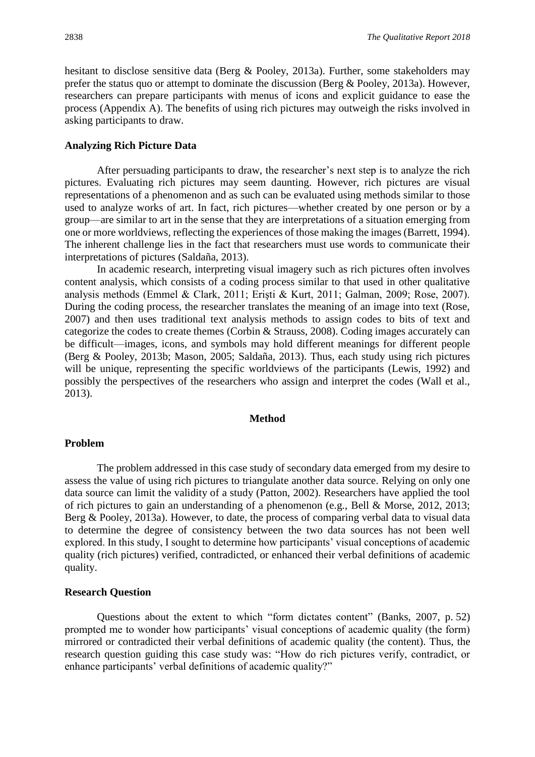hesitant to disclose sensitive data (Berg & Pooley, 2013a). Further, some stakeholders may prefer the status quo or attempt to dominate the discussion (Berg & Pooley, 2013a). However, researchers can prepare participants with menus of icons and explicit guidance to ease the process (Appendix A). The benefits of using rich pictures may outweigh the risks involved in asking participants to draw.

### Analyzing Rich Picture Data

After persuading participants to draw, the researcher's next step is to analyze the rich pictures. Evaluating rich pictures may seem daunting. However, rich pictures are visual representations of a phenomenon and as such can be evaluated using methods similar to those used to analyze works of art. In fact, rich pictures—whether created by one person or by a group—are similar to art in the sense that they are interpretations of a situation emerging from one or more worldviews, reflecting the experiences of those making the images (Barrett, 1994). The inherent challenge lies in the fact that researchers must use words to communicate their interpretations of pictures (Saldaña, 2013).

In academic research, interpreting visual imagery such as rich pictures often involves content analysis, which consists of a coding process similar to that used in other qualitative analysis methods (Emmel & Clark, 2011; Erişti & Kurt, 2011; Galman, 2009; Rose, 2007). During the coding process, the researcher translates the meaning of an image into text (Rose, 2007) and then uses traditional text analysis methods to assign codes to bits of text and categorize the codes to create themes (Corbin & Strauss, 2008). Coding images accurately can be difficult—images, icons, and symbols may hold different meanings for different people (Berg & Pooley, 2013b; Mason, 2005; Saldaña, 2013). Thus, each study using rich pictures will be unique, representing the specific worldviews of the participants (Lewis, 1992) and possibly the perspectives of the researchers who assign and interpret the codes (Wall et al., 2013).

## Method

### Problem

The problem addressed in this case study of secondary data emerged from my desire to assess the value of using rich pictures to triangulate another data source. Relying on only one data source can limit the validity of a study (Patton, 2002). Researchers have applied the tool of rich pictures to gain an understanding of a phenomenon (e.g., Bell & Morse, 2012, 2013; Berg & Pooley, 2013a). However, to date, the process of comparing verbal data to visual data to determine the degree of consistency between the two data sources has not been well explored. In this study, I sought to determine how participants' visual conceptions of academic quality (rich pictures) verified, contradicted, or enhanced their verbal definitions of academic quality.

### Research Question

Questions about the extent to which "form dictates content" (Banks, 2007, p. 52) prompted me to wonder how participants' visual conceptions of academic quality (the form) mirrored or contradicted their verbal definitions of academic quality (the content). Thus, the research question guiding this case study was: "How do rich pictures verify, contradict, or enhance participants' verbal definitions of academic quality?"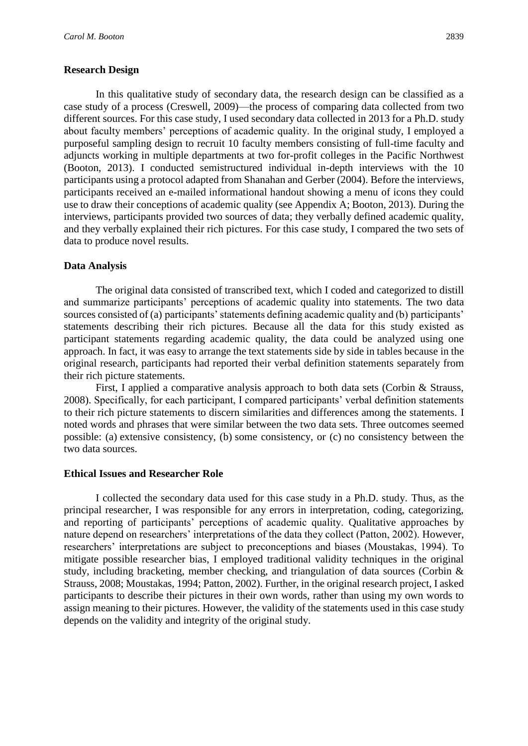## Research Design

In this qualitative study of secondary data, the research design can be classified as a case study of a process (Creswell, 2009)—the process of comparing data collected from two different sources. For this case study, I used secondary data collected in 2013 for a Ph.D. study about faculty members' perceptions of academic quality. In the original study, I employed a purposeful sampling design to recruit 10 faculty members consisting of full-time faculty and adjuncts working in multiple departments at two for-profit colleges in the Pacific Northwest (Booton, 2013). I conducted semistructured individual in-depth interviews with the 10 participants using a protocol adapted from Shanahan and Gerber (2004). Before the interviews, participants received an e-mailed informational handout showing a menu of icons they could use to draw their conceptions of academic quality (see Appendix A; Booton, 2013). During the interviews, participants provided two sources of data; they verbally defined academic quality, and they verbally explained their rich pictures. For this case study, I compared the two sets of data to produce novel results.

## Data Analysis

The original data consisted of transcribed text, which I coded and categorized to distill and summarize participants' perceptions of academic quality into statements. The two data sources consisted of (a) participants' statements defining academic quality and (b) participants' statements describing their rich pictures. Because all the data for this study existed as participant statements regarding academic quality, the data could be analyzed using one approach. In fact, it was easy to arrange the text statements side by side in tables because in the original research, participants had reported their verbal definition statements separately from their rich picture statements.

First, I applied a comparative analysis approach to both data sets (Corbin & Strauss, 2008). Specifically, for each participant, I compared participants' verbal definition statements to their rich picture statements to discern similarities and differences among the statements. I noted words and phrases that were similar between the two data sets. Three outcomes seemed possible: (a) extensive consistency, (b) some consistency, or (c) no consistency between the two data sources.

## Ethical Issues and Researcher Role

I collected the secondary data used for this case study in a Ph.D. study. Thus, as the principal researcher, I was responsible for any errors in interpretation, coding, categorizing, and reporting of participants' perceptions of academic quality. Qualitative approaches by nature depend on researchers' interpretations of the data they collect (Patton, 2002). However, researchers' interpretations are subject to preconceptions and biases (Moustakas, 1994). To mitigate possible researcher bias, I employed traditional validity techniques in the original study, including bracketing, member checking, and triangulation of data sources (Corbin & Strauss, 2008; Moustakas, 1994; Patton, 2002). Further, in the original research project, I asked participants to describe their pictures in their own words, rather than using my own words to assign meaning to their pictures. However, the validity of the statements used in this case study depends on the validity and integrity of the original study.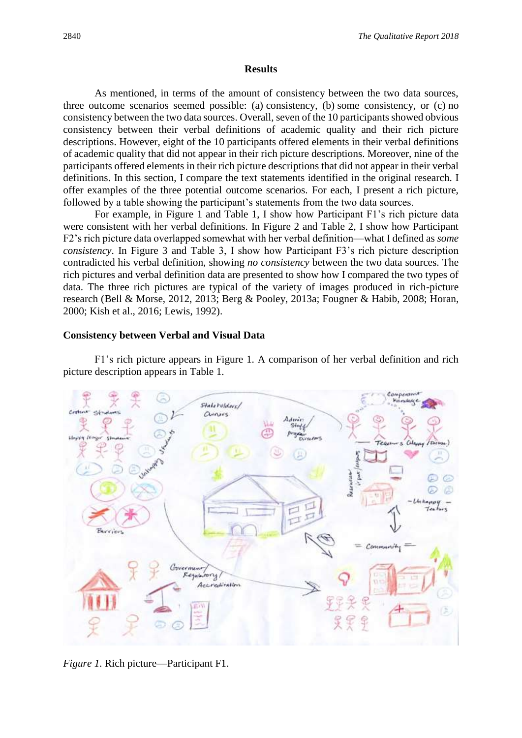## Results

As mentioned, in terms of the amount of consistency between the two data sources, three outcome scenarios seemed possible: (a) consistency, (b) some consistency, or (c) no consistency between the two data sources. Overall, seven of the 10 participants showed obvious consistency between their verbal definitions of academic quality and their rich picture descriptions. However, eight of the 10 participants offered elements in their verbal definitions of academic quality that did not appear in their rich picture descriptions. Moreover, nine of the participants offered elements in their rich picture descriptions that did not appear in their verbal definitions. In this section, I compare the text statements identified in the original research. I offer examples of the three potential outcome scenarios. For each, I present a rich picture, followed by a table showing the participant's statements from the two data sources.

For example, in Figure 1 and Table 1, I show how Participant F1's rich picture data were consistent with her verbal definitions. In Figure 2 and Table 2, I show how Participant F2's rich picture data overlapped somewhat with her verbal definition—what I defined as *some consistency*. In Figure 3 and Table 3, I show how Participant F3's rich picture description contradicted his verbal definition, showing *no consistency* between the two data sources. The rich pictures and verbal definition data are presented to show how I compared the two types of data. The three rich pictures are typical of the variety of images produced in rich-picture research (Bell & Morse, 2012, 2013; Berg & Pooley, 2013a; Fougner & Habib, 2008; Horan, 2000; Kish et al., 2016; Lewis, 1992).

### Consistency between Verbal and Visual Data

F1's rich picture appears in Figure 1. A comparison of her verbal definition and rich picture description appears in Table 1.

*Figure 1.* Rich picture—Participant F1.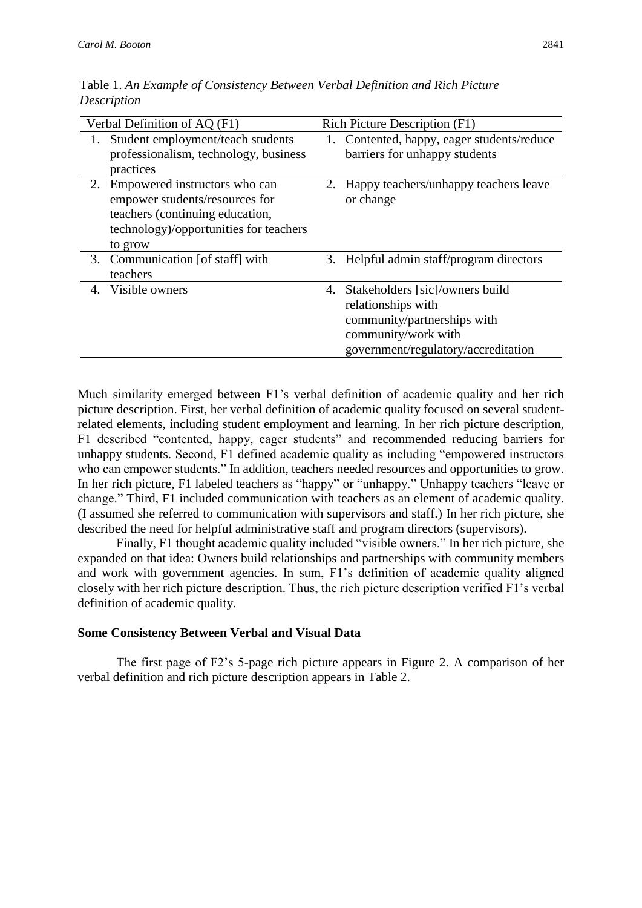Table 1. *An Example of Consistency Between Verbal Definition and Rich Picture Description*

| Verbal Definition of AQ (F1) | Rich Picture Description (F1) |
|---|---|
| 1. Student employment/teach students professionalism, technology, business practices | 1. Contented, happy, eager students/reduce barriers for unhappy students |
| 2. Empowered instructors who can empower students/resources for teachers (continuing education, technology)/opportunities for teachers to grow | 2. Happy teachers/unhappy teachers leave or change |
| 3. Communication [of staff] with teachers | 3. Helpful admin staff/program directors |
| 4. Visible owners | 4. Stakeholders [sic]/owners build relationships with community/partnerships with community/work with government/regulatory/accreditation |

Much similarity emerged between F1's verbal definition of academic quality and her rich picture description. First, her verbal definition of academic quality focused on several student-related elements, including student employment and learning. In her rich picture description, F1 described "contented, happy, eager students" and recommended reducing barriers for unhappy students. Second, F1 defined academic quality as including "empowered instructors who can empower students." In addition, teachers needed resources and opportunities to grow. In her rich picture, F1 labeled teachers as "happy" or "unhappy." Unhappy teachers "leave or change." Third, F1 included communication with teachers as an element of academic quality. (I assumed she referred to communication with supervisors and staff.) In her rich picture, she described the need for helpful administrative staff and program directors (supervisors).

Finally, F1 thought academic quality included "visible owners." In her rich picture, she expanded on that idea: Owners build relationships and partnerships with community members and work with government agencies. In sum, F1's definition of academic quality aligned closely with her rich picture description. Thus, the rich picture description verified F1's verbal definition of academic quality.

**Some Consistency Between Verbal and Visual Data**

The first page of F2's 5-page rich picture appears in Figure 2. A comparison of her verbal definition and rich picture description appears in Table 2.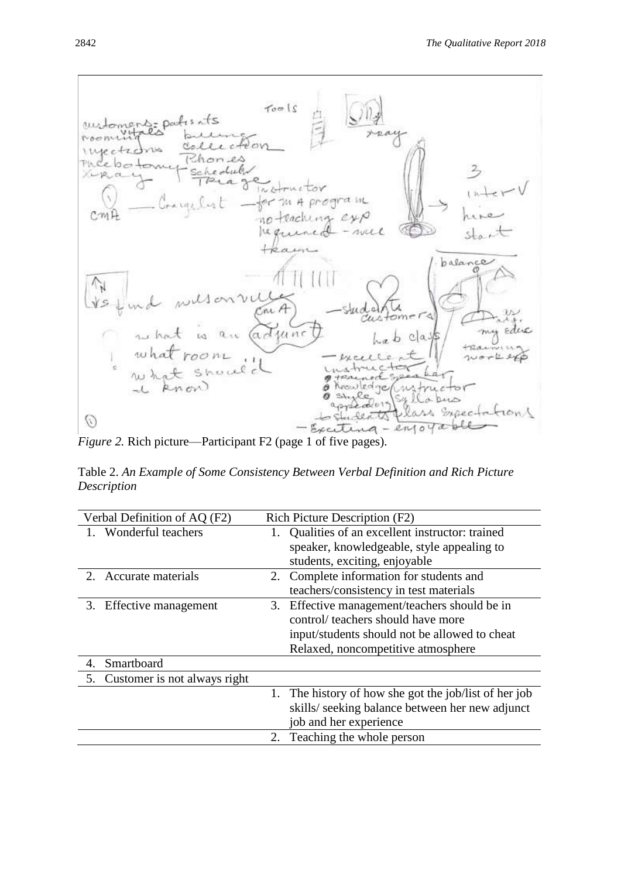*Figure 2.* Rich picture—Participant F2 (page 1 of five pages).

Table 2. *An Example of Some Consistency Between Verbal Definition and Rich Picture Description*

| Verbal Definition of AQ (F2) | Rich Picture Description (F2) |
|---|---|
| 1. Wonderful teachers | 1. Qualities of an excellent instructor: trained speaker, knowledgeable, style appealing to students, exciting, enjoyable |
| 2. Accurate materials | 2. Complete information for students and teachers/consistency in test materials |
| 3. Effective management | 3. Effective management/teachers should be in control/ teachers should have more input/students should not be allowed to cheat Relaxed, noncompetitive atmosphere |
| 4. Smartboard | |
| 5. Customer is not always right | |
| | 1. The history of how she got the job/list of her job skills/ seeking balance between her new adjunct job and her experience |
| | 2. Teaching the whole person |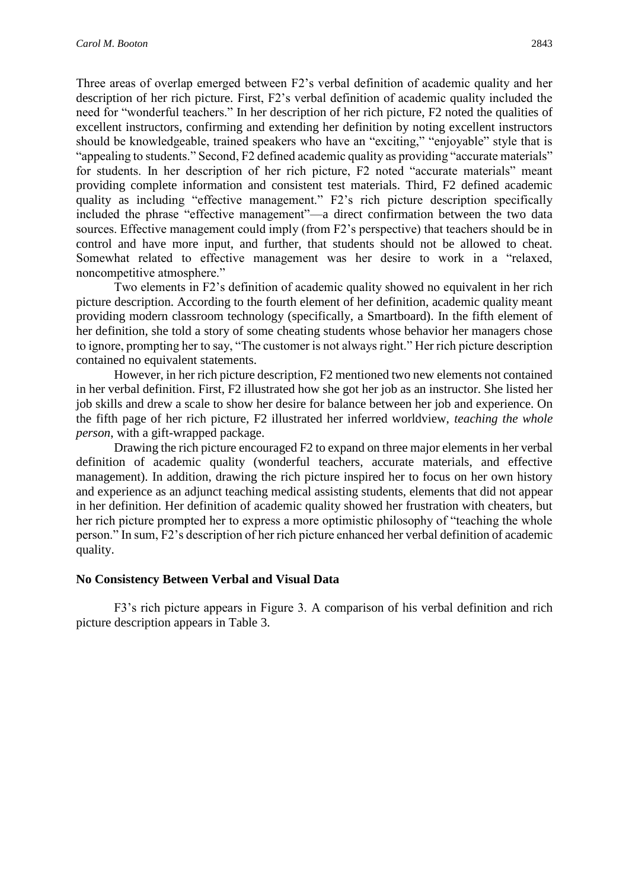Three areas of overlap emerged between F2's verbal definition of academic quality and her description of her rich picture. First, F2's verbal definition of academic quality included the need for "wonderful teachers." In her description of her rich picture, F2 noted the qualities of excellent instructors, confirming and extending her definition by noting excellent instructors should be knowledgeable, trained speakers who have an "exciting," "enjoyable" style that is "appealing to students." Second, F2 defined academic quality as providing "accurate materials" for students. In her description of her rich picture, F2 noted "accurate materials" meant providing complete information and consistent test materials. Third, F2 defined academic quality as including "effective management." F2's rich picture description specifically included the phrase "effective management"—a direct confirmation between the two data sources. Effective management could imply (from F2's perspective) that teachers should be in control and have more input, and further, that students should not be allowed to cheat. Somewhat related to effective management was her desire to work in a "relaxed, noncompetitive atmosphere."

Two elements in F2's definition of academic quality showed no equivalent in her rich picture description. According to the fourth element of her definition, academic quality meant providing modern classroom technology (specifically, a Smartboard). In the fifth element of her definition, she told a story of some cheating students whose behavior her managers chose to ignore, prompting her to say, "The customer is not always right." Her rich picture description contained no equivalent statements.

However, in her rich picture description, F2 mentioned two new elements not contained in her verbal definition. First, F2 illustrated how she got her job as an instructor. She listed her job skills and drew a scale to show her desire for balance between her job and experience. On the fifth page of her rich picture, F2 illustrated her inferred worldview, *teaching the whole person*, with a gift-wrapped package.

Drawing the rich picture encouraged F2 to expand on three major elements in her verbal definition of academic quality (wonderful teachers, accurate materials, and effective management). In addition, drawing the rich picture inspired her to focus on her own history and experience as an adjunct teaching medical assisting students, elements that did not appear in her definition. Her definition of academic quality showed her frustration with cheaters, but her rich picture prompted her to express a more optimistic philosophy of "teaching the whole person." In sum, F2's description of her rich picture enhanced her verbal definition of academic quality.

### No Consistency Between Verbal and Visual Data

F3's rich picture appears in Figure 3. A comparison of his verbal definition and rich picture description appears in Table 3.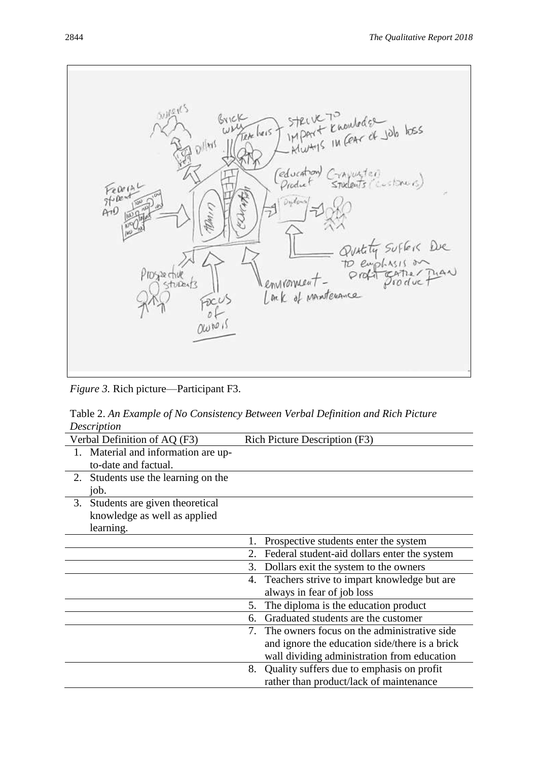*Figure 3.* Rich picture—Participant F3.

Table 2. *An Example of No Consistency Between Verbal Definition and Rich Picture Description*

| Verbal Definition of AQ (F3) | Rich Picture Description (F3) |
| --- | --- |
| 1. Material and information are up-to-date and factual. | |
| 2. Students use the learning on the job. | |
| 3. Students are given theoretical knowledge as well as applied learning. | |
| | 1. Prospective students enter the system |
| | 2. Federal student-aid dollars enter the system |
| | 3. Dollars exit the system to the owners |
| | 4. Teachers strive to impart knowledge but are always in fear of job loss |
| | 5. The diploma is the education product |
| | 6. Graduated students are the customer |
| | 7. The owners focus on the administrative side and ignore the education side/there is a brick wall dividing administration from education |
| | 8. Quality suffers due to emphasis on profit rather than product/lack of maintenance |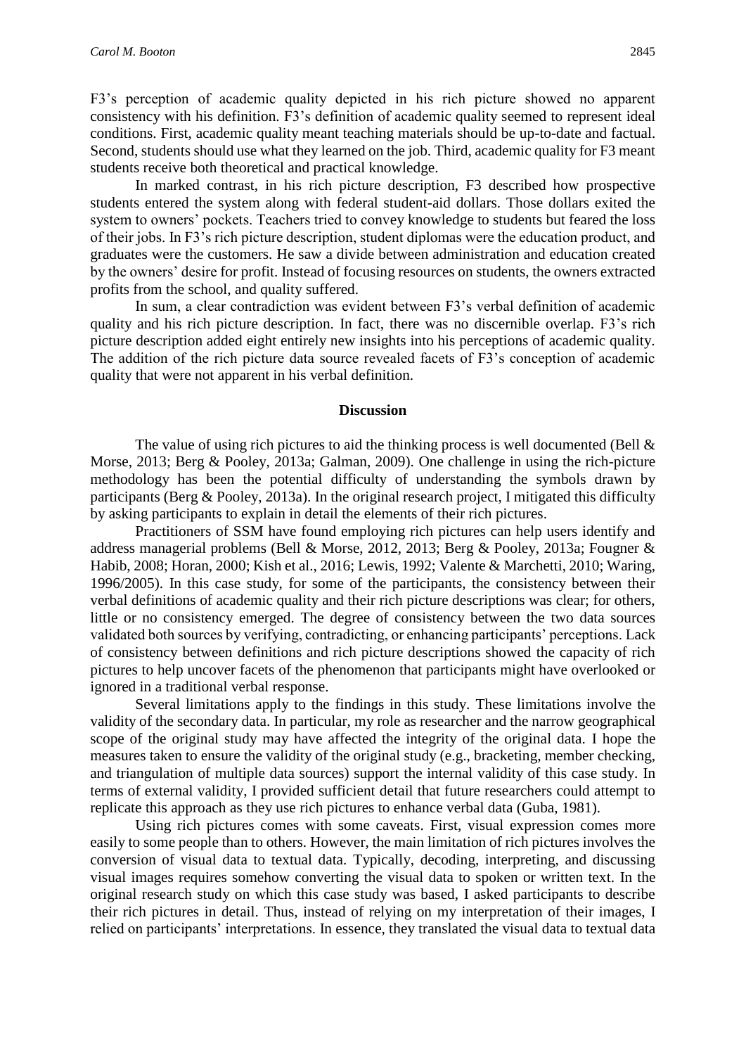F3's perception of academic quality depicted in his rich picture showed no apparent consistency with his definition. F3's definition of academic quality seemed to represent ideal conditions. First, academic quality meant teaching materials should be up-to-date and factual. Second, students should use what they learned on the job. Third, academic quality for F3 meant students receive both theoretical and practical knowledge.

In marked contrast, in his rich picture description, F3 described how prospective students entered the system along with federal student-aid dollars. Those dollars exited the system to owners' pockets. Teachers tried to convey knowledge to students but feared the loss of their jobs. In F3's rich picture description, student diplomas were the education product, and graduates were the customers. He saw a divide between administration and education created by the owners' desire for profit. Instead of focusing resources on students, the owners extracted profits from the school, and quality suffered.

In sum, a clear contradiction was evident between F3's verbal definition of academic quality and his rich picture description. In fact, there was no discernible overlap. F3's rich picture description added eight entirely new insights into his perceptions of academic quality. The addition of the rich picture data source revealed facets of F3's conception of academic quality that were not apparent in his verbal definition.

## Discussion

The value of using rich pictures to aid the thinking process is well documented (Bell & Morse, 2013; Berg & Pooley, 2013a; Galman, 2009). One challenge in using the rich-picture methodology has been the potential difficulty of understanding the symbols drawn by participants (Berg & Pooley, 2013a). In the original research project, I mitigated this difficulty by asking participants to explain in detail the elements of their rich pictures.

Practitioners of SSM have found employing rich pictures can help users identify and address managerial problems (Bell & Morse, 2012, 2013; Berg & Pooley, 2013a; Fougner & Habib, 2008; Horan, 2000; Kish et al., 2016; Lewis, 1992; Valente & Marchetti, 2010; Waring, 1996/2005). In this case study, for some of the participants, the consistency between their verbal definitions of academic quality and their rich picture descriptions was clear; for others, little or no consistency emerged. The degree of consistency between the two data sources validated both sources by verifying, contradicting, or enhancing participants' perceptions. Lack of consistency between definitions and rich picture descriptions showed the capacity of rich pictures to help uncover facets of the phenomenon that participants might have overlooked or ignored in a traditional verbal response.

Several limitations apply to the findings in this study. These limitations involve the validity of the secondary data. In particular, my role as researcher and the narrow geographical scope of the original study may have affected the integrity of the original data. I hope the measures taken to ensure the validity of the original study (e.g., bracketing, member checking, and triangulation of multiple data sources) support the internal validity of this case study. In terms of external validity, I provided sufficient detail that future researchers could attempt to replicate this approach as they use rich pictures to enhance verbal data (Guba, 1981).

Using rich pictures comes with some caveats. First, visual expression comes more easily to some people than to others. However, the main limitation of rich pictures involves the conversion of visual data to textual data. Typically, decoding, interpreting, and discussing visual images requires somehow converting the visual data to spoken or written text. In the original research study on which this case study was based, I asked participants to describe their rich pictures in detail. Thus, instead of relying on my interpretation of their images, I relied on participants' interpretations. In essence, they translated the visual data to textual data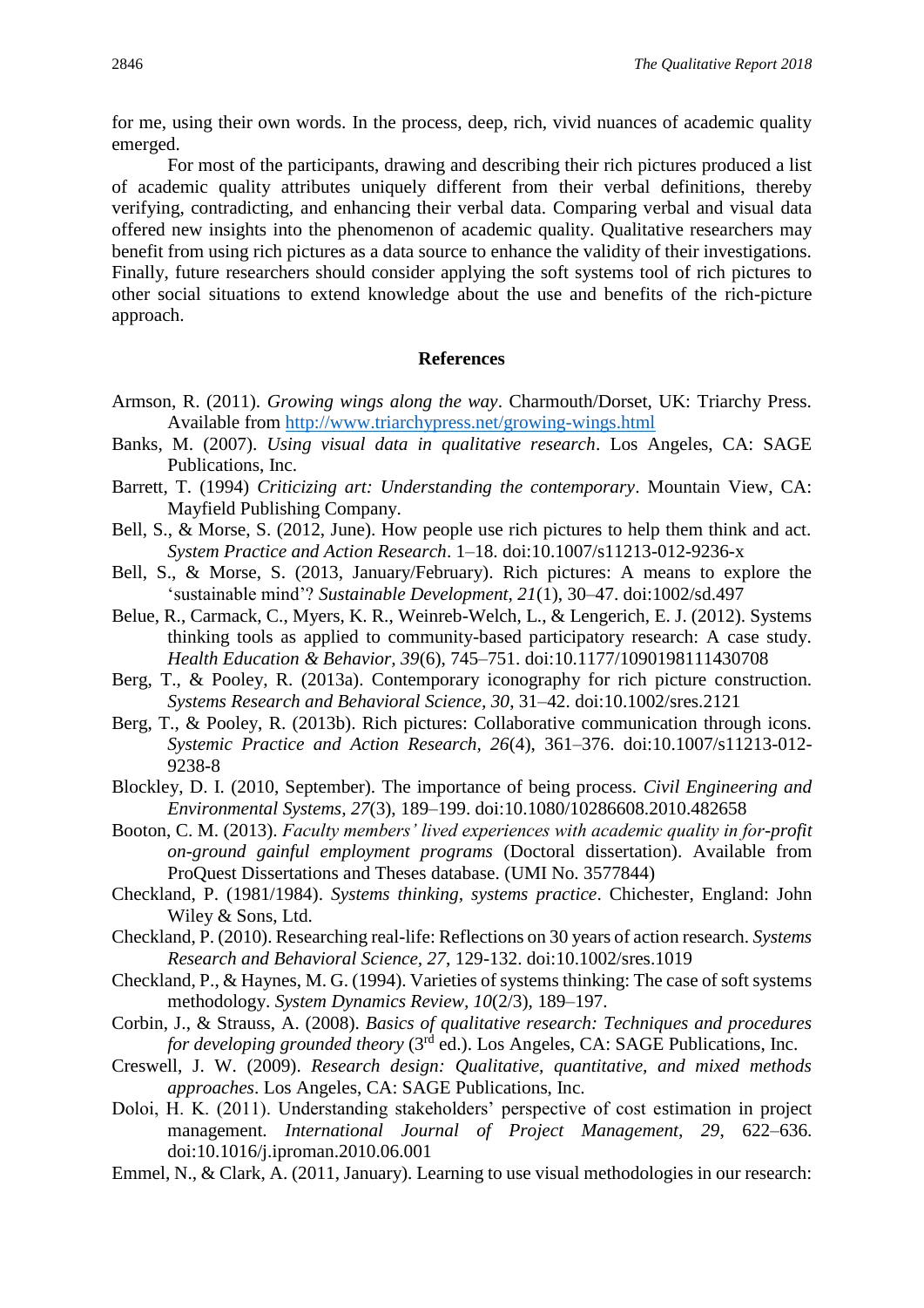for me, using their own words. In the process, deep, rich, vivid nuances of academic quality emerged.

For most of the participants, drawing and describing their rich pictures produced a list of academic quality attributes uniquely different from their verbal definitions, thereby verifying, contradicting, and enhancing their verbal data. Comparing verbal and visual data offered new insights into the phenomenon of academic quality. Qualitative researchers may benefit from using rich pictures as a data source to enhance the validity of their investigations. Finally, future researchers should consider applying the soft systems tool of rich pictures to other social situations to extend knowledge about the use and benefits of the rich-picture approach.

## References

Armson, R. (2011). *Growing wings along the way*. Charmouth/Dorset, UK: Triarchy Press. Available from http://www.triarchypress.net/growing-wings.html

Banks, M. (2007). *Using visual data in qualitative research*. Los Angeles, CA: SAGE Publications, Inc.

Barrett, T. (1994) *Criticizing art: Understanding the contemporary*. Mountain View, CA: Mayfield Publishing Company.

Bell, S., & Morse, S. (2012, June). How people use rich pictures to help them think and act. *System Practice and Action Research*. 1–18. doi:10.1007/s11213-012-9236-x

Bell, S., & Morse, S. (2013, January/February). Rich pictures: A means to explore the 'sustainable mind'? *Sustainable Development*, *21*(1), 30–47. doi:1002/sd.497

Belue, R., Carmack, C., Myers, K. R., Weinreb-Welch, L., & Lengerich, E. J. (2012). Systems thinking tools as applied to community-based participatory research: A case study. *Health Education & Behavior, 39*(6), 745–751. doi:10.1177/1090198111430708

Berg, T., & Pooley, R. (2013a). Contemporary iconography for rich picture construction. *Systems Research and Behavioral Science*, *30*, 31–42. doi:10.1002/sres.2121

Berg, T., & Pooley, R. (2013b). Rich pictures: Collaborative communication through icons. *Systemic Practice and Action Research, 26*(4), 361–376. doi:10.1007/s11213-012-9238-8

Blockley, D. I. (2010, September). The importance of being process. *Civil Engineering and Environmental Systems*, *27*(3), 189–199. doi:10.1080/10286608.2010.482658

Booton, C. M. (2013). *Faculty members' lived experiences with academic quality in for-profit on-ground gainful employment programs* (Doctoral dissertation). Available from ProQuest Dissertations and Theses database. (UMI No. 3577844)

Checkland, P. (1981/1984). *Systems thinking, systems practice*. Chichester, England: John Wiley & Sons, Ltd.

Checkland, P. (2010). Researching real-life: Reflections on 30 years of action research. *Systems Research and Behavioral Science*, *27*, 129-132. doi:10.1002/sres.1019

Checkland, P., & Haynes, M. G. (1994). Varieties of systems thinking: The case of soft systems methodology. *System Dynamics Review*, *10*(2/3), 189–197.

Corbin, J., & Strauss, A. (2008). *Basics of qualitative research: Techniques and procedures for developing grounded theory* (3rd ed.). Los Angeles, CA: SAGE Publications, Inc.

Creswell, J. W. (2009). *Research design: Qualitative, quantitative, and mixed methods approaches*. Los Angeles, CA: SAGE Publications, Inc.

Doloi, H. K. (2011). Understanding stakeholders' perspective of cost estimation in project management. *International Journal of Project Management*, *29*, 622–636. doi:10.1016/j.iproman.2010.06.001

Emmel, N., & Clark, A. (2011, January). Learning to use visual methodologies in our research: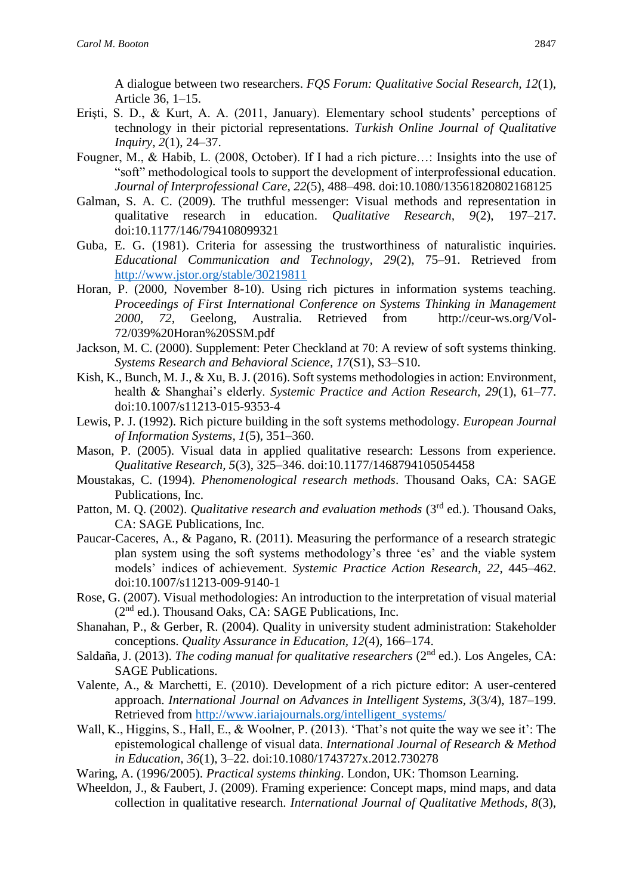A dialogue between two researchers. *FQS Forum: Qualitative Social Research, 12*(1), Article 36, 1–15.

Erişti, S. D., & Kurt, A. A. (2011, January). Elementary school students' perceptions of technology in their pictorial representations. *Turkish Online Journal of Qualitative Inquiry, 2*(1), 24–37.

Fougner, M., & Habib, L. (2008, October). If I had a rich picture…: Insights into the use of "soft" methodological tools to support the development of interprofessional education. *Journal of Interprofessional Care, 22*(5), 488–498. doi:10.1080/13561820802168125

Galman, S. A. C. (2009). The truthful messenger: Visual methods and representation in qualitative research in education. *Qualitative Research, 9*(2), 197–217. doi:10.1177/146/794108099321

Guba, E. G. (1981). Criteria for assessing the trustworthiness of naturalistic inquiries. *Educational Communication and Technology, 29*(2), 75–91. Retrieved from http://www.jstor.org/stable/30219811

Horan, P. (2000, November 8-10). Using rich pictures in information systems teaching. *Proceedings of First International Conference on Systems Thinking in Management 2000, 72,* Geelong, Australia. Retrieved from http://ceur-ws.org/Vol-72/039%20Horan%20SSM.pdf

Jackson, M. C. (2000). Supplement: Peter Checkland at 70: A review of soft systems thinking. *Systems Research and Behavioral Science, 17*(S1), S3–S10.

Kish, K., Bunch, M. J., & Xu, B. J. (2016). Soft systems methodologies in action: Environment, health & Shanghai's elderly. *Systemic Practice and Action Research, 29*(1), 61–77. doi:10.1007/s11213-015-9353-4

Lewis, P. J. (1992). Rich picture building in the soft systems methodology. *European Journal of Information Systems, 1*(5), 351–360.

Mason, P. (2005). Visual data in applied qualitative research: Lessons from experience. *Qualitative Research, 5*(3), 325–346. doi:10.1177/1468794105054458

Moustakas, C. (1994). *Phenomenological research methods*. Thousand Oaks, CA: SAGE Publications, Inc.

Patton, M. Q. (2002). *Qualitative research and evaluation methods* (3rd ed.). Thousand Oaks, CA: SAGE Publications, Inc.

Paucar-Caceres, A., & Pagano, R. (2011). Measuring the performance of a research strategic plan system using the soft systems methodology's three 'es' and the viable system models' indices of achievement. *Systemic Practice Action Research, 22*, 445–462. doi:10.1007/s11213-009-9140-1

Rose, G. (2007). Visual methodologies: An introduction to the interpretation of visual material (2nd ed.). Thousand Oaks, CA: SAGE Publications, Inc.

Shanahan, P., & Gerber, R. (2004). Quality in university student administration: Stakeholder conceptions. *Quality Assurance in Education, 12*(4), 166–174.

Saldaña, J. (2013). *The coding manual for qualitative researchers* (2nd ed.). Los Angeles, CA: SAGE Publications.

Valente, A., & Marchetti, E. (2010). Development of a rich picture editor: A user-centered approach. *International Journal on Advances in Intelligent Systems, 3*(3/4), 187–199. Retrieved from http://www.iariajournals.org/intelligent_systems/

Wall, K., Higgins, S., Hall, E., & Woolner, P. (2013). 'That's not quite the way we see it': The epistemological challenge of visual data. *International Journal of Research & Method in Education, 36*(1), 3–22. doi:10.1080/1743727x.2012.730278

Waring, A. (1996/2005). *Practical systems thinking*. London, UK: Thomson Learning.

Wheeldon, J., & Faubert, J. (2009). Framing experience: Concept maps, mind maps, and data collection in qualitative research. *International Journal of Qualitative Methods, 8*(3),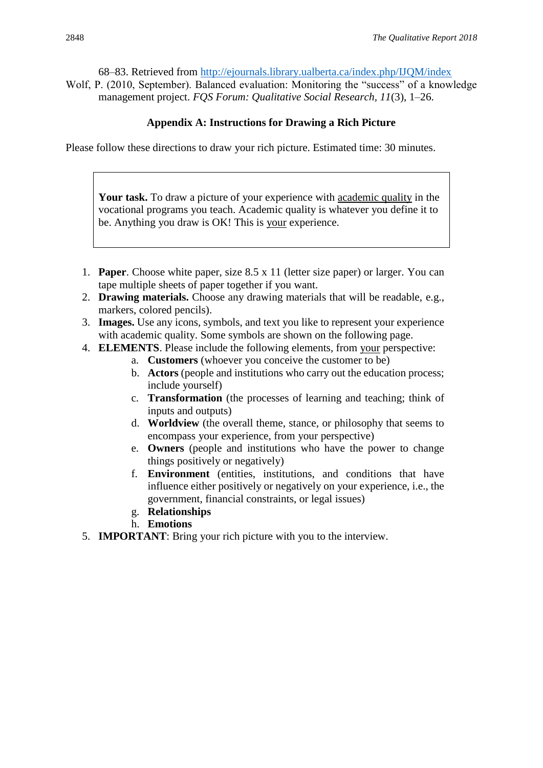68–83. Retrieved from http://ejournals.library.ualberta.ca/index.php/IJQM/index

Wolf, P. (2010, September). Balanced evaluation: Monitoring the "success" of a knowledge management project. *FQS Forum: Qualitative Social Research, 11*(3), 1–26.

## Appendix A: Instructions for Drawing a Rich Picture

Please follow these directions to draw your rich picture. Estimated time: 30 minutes.

> **Your task.** To draw a picture of your experience with academic quality in the vocational programs you teach. Academic quality is whatever you define it to be. Anything you draw is OK! This is your experience.

1. **Paper**. Choose white paper, size 8.5 x 11 (letter size paper) or larger. You can tape multiple sheets of paper together if you want.
2. **Drawing materials.** Choose any drawing materials that will be readable, e.g., markers, colored pencils).
3. **Images.** Use any icons, symbols, and text you like to represent your experience with academic quality. Some symbols are shown on the following page.
4. **ELEMENTS**. Please include the following elements, from your perspective:
   a. **Customers** (whoever you conceive the customer to be)
   b. **Actors** (people and institutions who carry out the education process; include yourself)
   c. **Transformation** (the processes of learning and teaching; think of inputs and outputs)
   d. **Worldview** (the overall theme, stance, or philosophy that seems to encompass your experience, from your perspective)
   e. **Owners** (people and institutions who have the power to change things positively or negatively)
   f. **Environment** (entities, institutions, and conditions that have influence either positively or negatively on your experience, i.e., the government, financial constraints, or legal issues)
   g. **Relationships**
   h. **Emotions**
5. **IMPORTANT**: Bring your rich picture with you to the interview.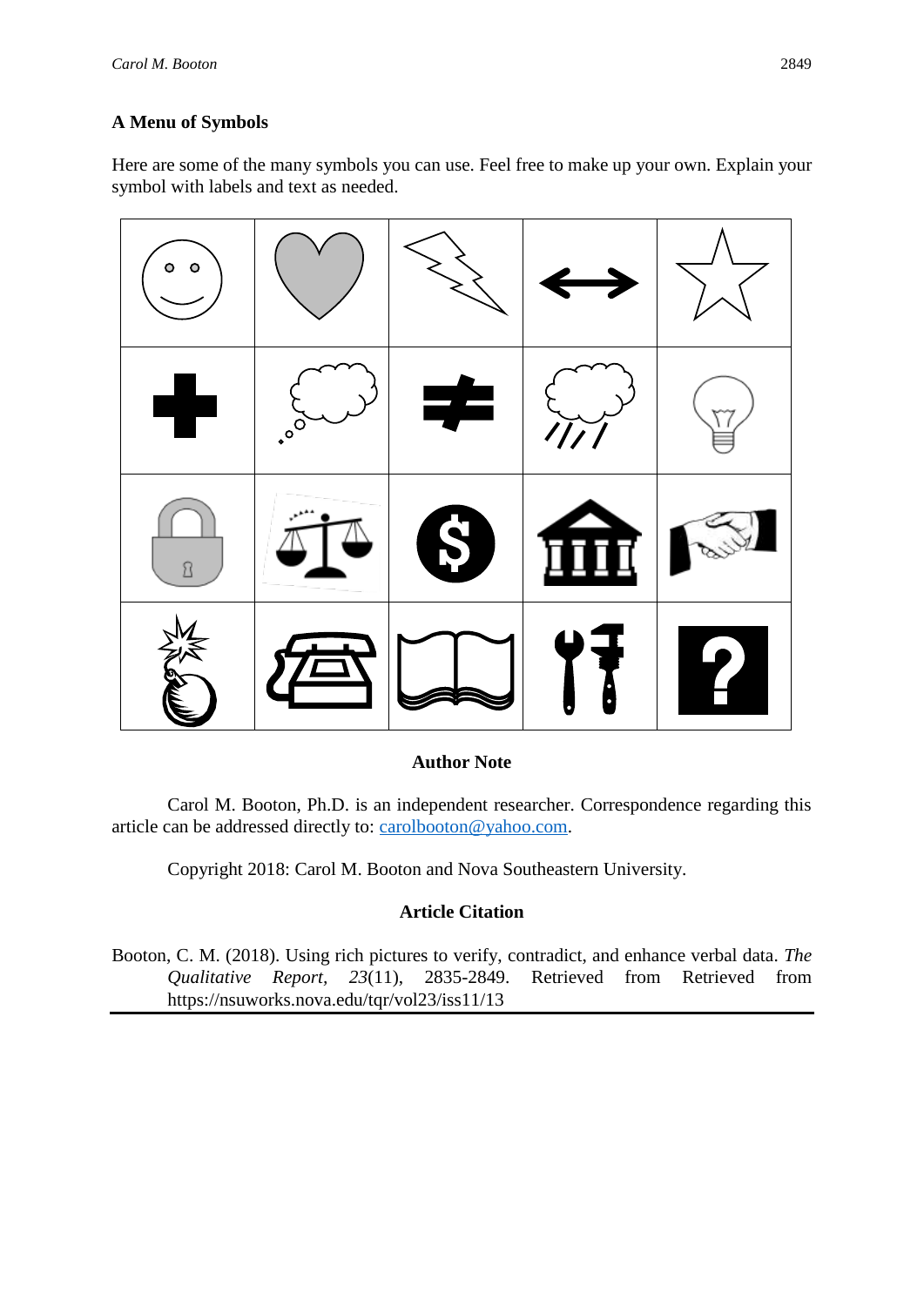**A Menu of Symbols**

Here are some of the many symbols you can use. Feel free to make up your own. Explain your symbol with labels and text as needed.

## Author Note

Carol M. Booton, Ph.D. is an independent researcher. Correspondence regarding this article can be addressed directly to: carolbooton@yahoo.com.

Copyright 2018: Carol M. Booton and Nova Southeastern University.

## Article Citation

Booton, C. M. (2018). Using rich pictures to verify, contradict, and enhance verbal data. *The Qualitative Report*, *23*(11), 2835-2849. Retrieved from Retrieved from https://nsuworks.nova.edu/tqr/vol23/iss11/13